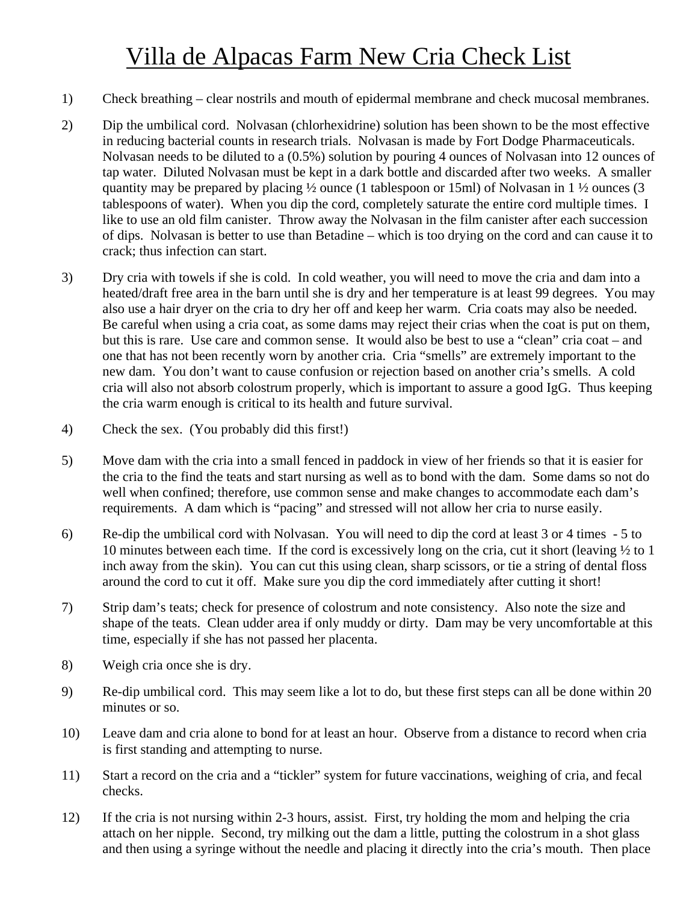# Villa de Alpacas Farm New Cria Check List

1) Check breathing – clear nostrils and mouth of epidermal membrane and check mucosal membranes.

2) Dip the umbilical cord. Nolvasan (chlorhexidrine) solution has been shown to be the most effective in reducing bacterial counts in research trials. Nolvasan is made by Fort Dodge Pharmaceuticals. Nolvasan needs to be diluted to a (0.5%) solution by pouring 4 ounces of Nolvasan into 12 ounces of tap water. Diluted Nolvasan must be kept in a dark bottle and discarded after two weeks. A smaller quantity may be prepared by placing ½ ounce (1 tablespoon or 15ml) of Nolvasan in 1 ½ ounces (3 tablespoons of water). When you dip the cord, completely saturate the entire cord multiple times. I like to use an old film canister. Throw away the Nolvasan in the film canister after each succession of dips. Nolvasan is better to use than Betadine – which is too drying on the cord and can cause it to crack; thus infection can start.

3) Dry cria with towels if she is cold. In cold weather, you will need to move the cria and dam into a heated/draft free area in the barn until she is dry and her temperature is at least 99 degrees. You may also use a hair dryer on the cria to dry her off and keep her warm. Cria coats may also be needed. Be careful when using a cria coat, as some dams may reject their crias when the coat is put on them, but this is rare. Use care and common sense. It would also be best to use a "clean" cria coat – and one that has not been recently worn by another cria. Cria "smells" are extremely important to the new dam. You don't want to cause confusion or rejection based on another cria's smells. A cold cria will also not absorb colostrum properly, which is important to assure a good IgG. Thus keeping the cria warm enough is critical to its health and future survival.

4) Check the sex. (You probably did this first!)

5) Move dam with the cria into a small fenced in paddock in view of her friends so that it is easier for the cria to the find the teats and start nursing as well as to bond with the dam. Some dams so not do well when confined; therefore, use common sense and make changes to accommodate each dam's requirements. A dam which is "pacing" and stressed will not allow her cria to nurse easily.

6) Re-dip the umbilical cord with Nolvasan. You will need to dip the cord at least 3 or 4 times - 5 to 10 minutes between each time. If the cord is excessively long on the cria, cut it short (leaving ½ to 1 inch away from the skin). You can cut this using clean, sharp scissors, or tie a string of dental floss around the cord to cut it off. Make sure you dip the cord immediately after cutting it short!

7) Strip dam's teats; check for presence of colostrum and note consistency. Also note the size and shape of the teats. Clean udder area if only muddy or dirty. Dam may be very uncomfortable at this time, especially if she has not passed her placenta.

8) Weigh cria once she is dry.

9) Re-dip umbilical cord. This may seem like a lot to do, but these first steps can all be done within 20 minutes or so.

10) Leave dam and cria alone to bond for at least an hour. Observe from a distance to record when cria is first standing and attempting to nurse.

11) Start a record on the cria and a "tickler" system for future vaccinations, weighing of cria, and fecal checks.

12) If the cria is not nursing within 2-3 hours, assist. First, try holding the mom and helping the cria attach on her nipple. Second, try milking out the dam a little, putting the colostrum in a shot glass and then using a syringe without the needle and placing it directly into the cria's mouth. Then place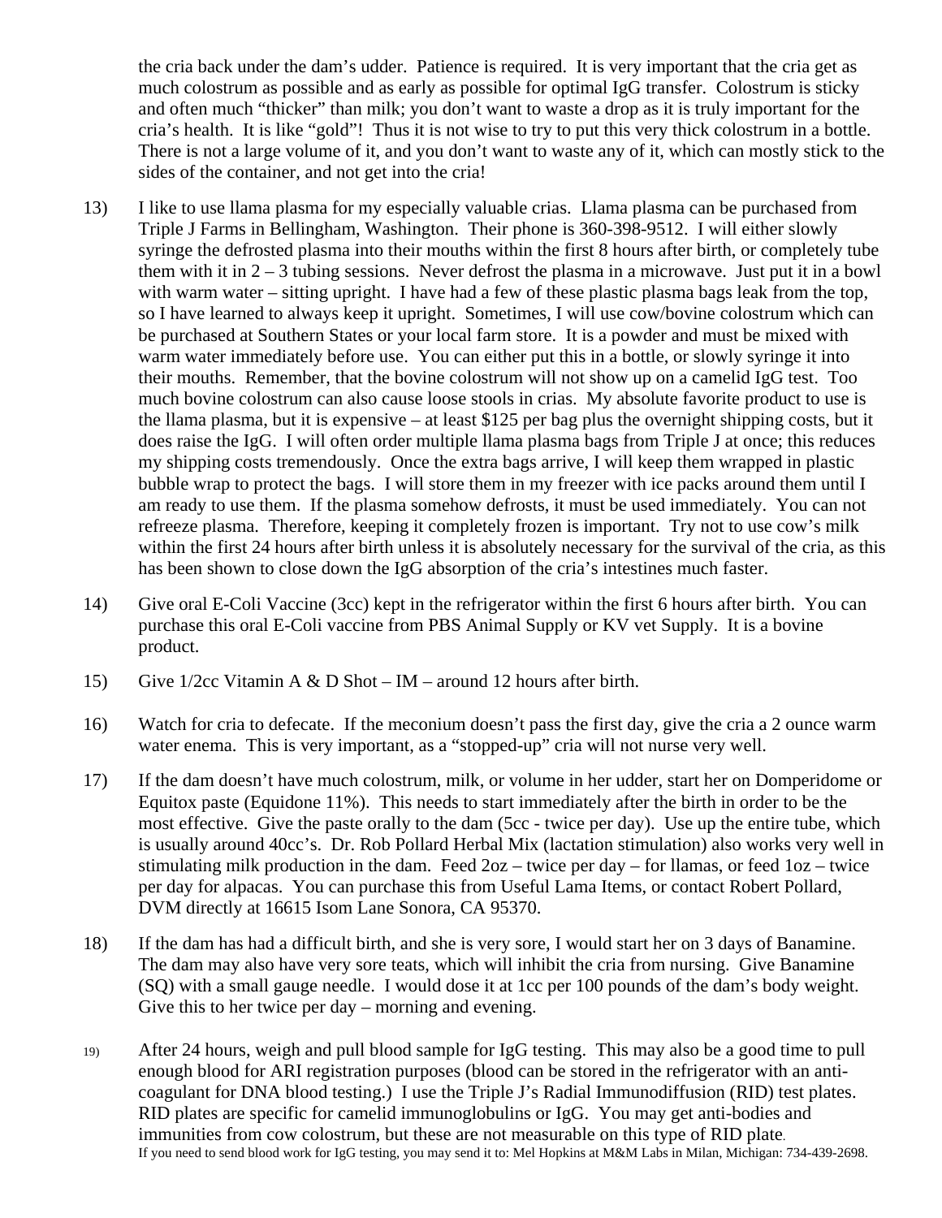the cria back under the dam's udder. Patience is required. It is very important that the cria get as much colostrum as possible and as early as possible for optimal IgG transfer. Colostrum is sticky and often much "thicker" than milk; you don't want to waste a drop as it is truly important for the cria's health. It is like "gold"! Thus it is not wise to try to put this very thick colostrum in a bottle. There is not a large volume of it, and you don't want to waste any of it, which can mostly stick to the sides of the container, and not get into the cria!

13) I like to use llama plasma for my especially valuable crias. Llama plasma can be purchased from Triple J Farms in Bellingham, Washington. Their phone is 360-398-9512. I will either slowly syringe the defrosted plasma into their mouths within the first 8 hours after birth, or completely tube them with it in 2 – 3 tubing sessions. Never defrost the plasma in a microwave. Just put it in a bowl with warm water – sitting upright. I have had a few of these plastic plasma bags leak from the top, so I have learned to always keep it upright. Sometimes, I will use cow/bovine colostrum which can be purchased at Southern States or your local farm store. It is a powder and must be mixed with warm water immediately before use. You can either put this in a bottle, or slowly syringe it into their mouths. Remember, that the bovine colostrum will not show up on a camelid IgG test. Too much bovine colostrum can also cause loose stools in crias. My absolute favorite product to use is the llama plasma, but it is expensive – at least $125 per bag plus the overnight shipping costs, but it does raise the IgG. I will often order multiple llama plasma bags from Triple J at once; this reduces my shipping costs tremendously. Once the extra bags arrive, I will keep them wrapped in plastic bubble wrap to protect the bags. I will store them in my freezer with ice packs around them until I am ready to use them. If the plasma somehow defrosts, it must be used immediately. You can not refreeze plasma. Therefore, keeping it completely frozen is important. Try not to use cow's milk within the first 24 hours after birth unless it is absolutely necessary for the survival of the cria, as this has been shown to close down the IgG absorption of the cria's intestines much faster.

14) Give oral E-Coli Vaccine (3cc) kept in the refrigerator within the first 6 hours after birth. You can purchase this oral E-Coli vaccine from PBS Animal Supply or KV vet Supply. It is a bovine product.

15) Give 1/2cc Vitamin A & D Shot – IM – around 12 hours after birth.

16) Watch for cria to defecate. If the meconium doesn't pass the first day, give the cria a 2 ounce warm water enema. This is very important, as a "stopped-up" cria will not nurse very well.

17) If the dam doesn't have much colostrum, milk, or volume in her udder, start her on Domperidome or Equitox paste (Equidone 11%). This needs to start immediately after the birth in order to be the most effective. Give the paste orally to the dam (5cc - twice per day). Use up the entire tube, which is usually around 40cc's. Dr. Rob Pollard Herbal Mix (lactation stimulation) also works very well in stimulating milk production in the dam. Feed 2oz – twice per day – for llamas, or feed 1oz – twice per day for alpacas. You can purchase this from Useful Lama Items, or contact Robert Pollard, DVM directly at 16615 Isom Lane Sonora, CA 95370.

18) If the dam has had a difficult birth, and she is very sore, I would start her on 3 days of Banamine. The dam may also have very sore teats, which will inhibit the cria from nursing. Give Banamine (SQ) with a small gauge needle. I would dose it at 1cc per 100 pounds of the dam's body weight. Give this to her twice per day – morning and evening.

19) After 24 hours, weigh and pull blood sample for IgG testing. This may also be a good time to pull enough blood for ARI registration purposes (blood can be stored in the refrigerator with an anti-coagulant for DNA blood testing.) I use the Triple J's Radial Immunodiffusion (RID) test plates. RID plates are specific for camelid immunoglobulins or IgG. You may get anti-bodies and immunities from cow colostrum, but these are not measurable on this type of RID plate.
If you need to send blood work for IgG testing, you may send it to: Mel Hopkins at M&M Labs in Milan, Michigan: 734-439-2698.